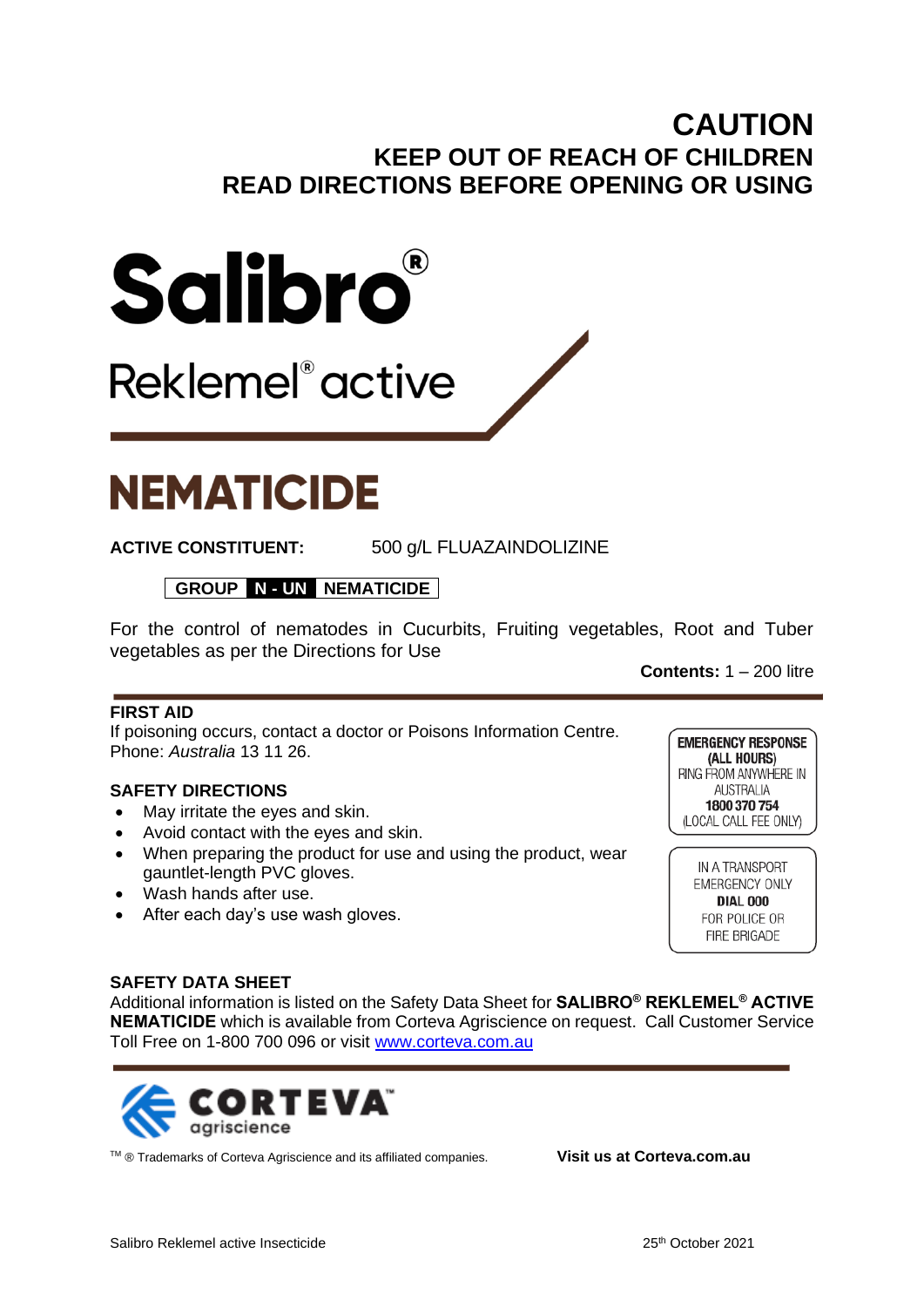# CAUTION

## KEEP OUT OF REACH OF CHILDREN

## READ DIRECTIONS BEFORE OPENING OR USING

# Salibro®

## Reklemel® active

# NEMATICIDE

**ACTIVE CONSTITUENT:** 500 g/L FLUAZAINDOLIZINE

**GROUP N - UN NEMATICIDE**

For the control of nematodes in Cucurbits, Fruiting vegetables, Root and Tuber vegetables as per the Directions for Use

**Contents:** 1 – 200 litre

### FIRST AID

If poisoning occurs, contact a doctor or Poisons Information Centre. Phone: *Australia* 13 11 26.

### SAFETY DIRECTIONS

- May irritate the eyes and skin.
- Avoid contact with the eyes and skin.
- When preparing the product for use and using the product, wear gauntlet-length PVC gloves.
- Wash hands after use.
- After each day's use wash gloves.

**EMERGENCY RESPONSE (ALL HOURS)**
RING FROM ANYWHERE IN AUSTRALIA
**1800 370 754**
(LOCAL CALL FEE ONLY)

IN A TRANSPORT EMERGENCY ONLY
**DIAL 000**
FOR POLICE OR FIRE BRIGADE

### SAFETY DATA SHEET

Additional information is listed on the Safety Data Sheet for **SALIBRO® REKLEMEL® ACTIVE NEMATICIDE** which is available from Corteva Agriscience on request. Call Customer Service Toll Free on 1-800 700 096 or visit www.corteva.com.au

CORTEVA™ agriscience

™ ® Trademarks of Corteva Agriscience and its affiliated companies.

**Visit us at Corteva.com.au**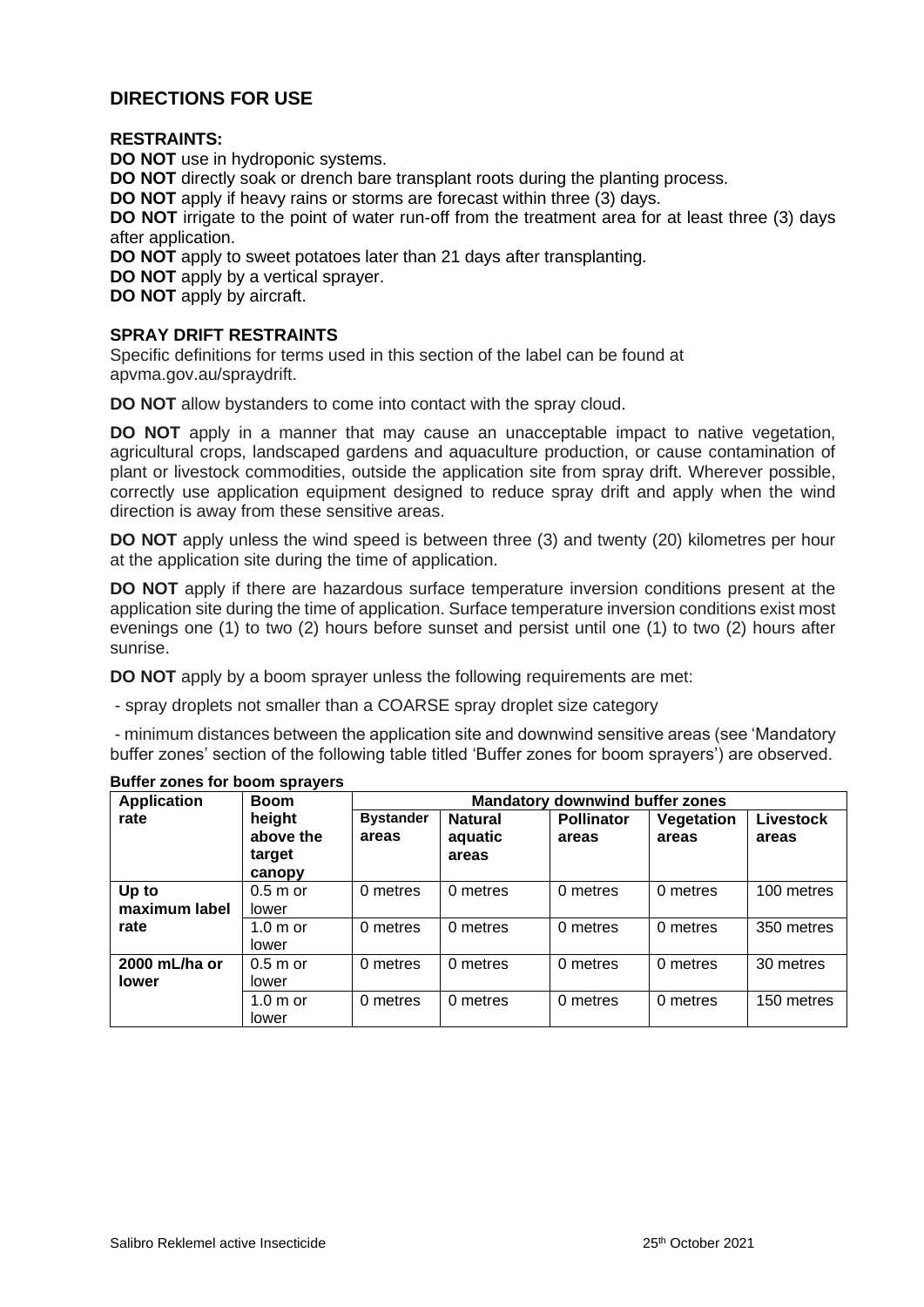## DIRECTIONS FOR USE

**RESTRAINTS:**

**DO NOT** use in hydroponic systems.

**DO NOT** directly soak or drench bare transplant roots during the planting process.

**DO NOT** apply if heavy rains or storms are forecast within three (3) days.

**DO NOT** irrigate to the point of water run-off from the treatment area for at least three (3) days after application.

**DO NOT** apply to sweet potatoes later than 21 days after transplanting.

**DO NOT** apply by a vertical sprayer.

**DO NOT** apply by aircraft.

**SPRAY DRIFT RESTRAINTS**

Specific definitions for terms used in this section of the label can be found at apvma.gov.au/spraydrift.

**DO NOT** allow bystanders to come into contact with the spray cloud.

**DO NOT** apply in a manner that may cause an unacceptable impact to native vegetation, agricultural crops, landscaped gardens and aquaculture production, or cause contamination of plant or livestock commodities, outside the application site from spray drift. Wherever possible, correctly use application equipment designed to reduce spray drift and apply when the wind direction is away from these sensitive areas.

**DO NOT** apply unless the wind speed is between three (3) and twenty (20) kilometres per hour at the application site during the time of application.

**DO NOT** apply if there are hazardous surface temperature inversion conditions present at the application site during the time of application. Surface temperature inversion conditions exist most evenings one (1) to two (2) hours before sunset and persist until one (1) to two (2) hours after sunrise.

**DO NOT** apply by a boom sprayer unless the following requirements are met:

- spray droplets not smaller than a COARSE spray droplet size category
- minimum distances between the application site and downwind sensitive areas (see 'Mandatory buffer zones' section of the following table titled 'Buffer zones for boom sprayers') are observed.

**Buffer zones for boom sprayers**

| Application rate | Boom height above the target canopy | Mandatory downwind buffer zones | | | | |
|---|---|---|---|---|---|---|
| | | **Bystander areas** | **Natural aquatic areas** | **Pollinator areas** | **Vegetation areas** | **Livestock areas** |
| **Up to maximum label rate** | 0.5 m or lower | 0 metres | 0 metres | 0 metres | 0 metres | 100 metres |
| | 1.0 m or lower | 0 metres | 0 metres | 0 metres | 0 metres | 350 metres |
| **2000 mL/ha or lower** | 0.5 m or lower | 0 metres | 0 metres | 0 metres | 0 metres | 30 metres |
| | 1.0 m or lower | 0 metres | 0 metres | 0 metres | 0 metres | 150 metres |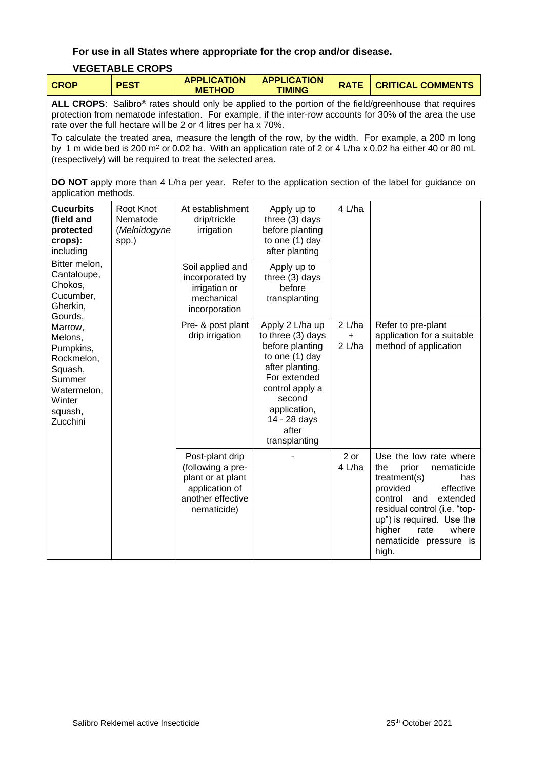**For use in all States where appropriate for the crop and/or disease.**

**VEGETABLE CROPS**

| CROP | PEST | APPLICATION METHOD | APPLICATION TIMING | RATE | CRITICAL COMMENTS |
|---|---|---|---|---|---|
| **ALL CROPS**: Salibro® rates should only be applied to the portion of the field/greenhouse that requires protection from nematode infestation. For example, if the inter-row accounts for 30% of the area the use rate over the full hectare will be 2 or 4 litres per ha x 70%. To calculate the treated area, measure the length of the row, by the width. For example, a 200 m long by 1 m wide bed is 200 m² or 0.02 ha. With an application rate of 2 or 4 L/ha x 0.02 ha either 40 or 80 mL (respectively) will be required to treat the selected area. **DO NOT** apply more than 4 L/ha per year. Refer to the application section of the label for guidance on application methods. | | | | | |
| **Cucurbits (field and protected crops): including** Bitter melon, Cantaloupe, Chokos, Cucumber, Gherkin, Gourds, Marrow, Melons, Pumpkins, Rockmelon, Squash, Summer Watermelon, Winter squash, Zucchini | Root Knot Nematode (*Meloidogyne* spp.) | At establishment drip/trickle irrigation | Apply up to three (3) days before planting to one (1) day after planting | 4 L/ha | |
| | | Soil applied and incorporated by irrigation or mechanical incorporation | Apply up to three (3) days before transplanting | | |
| | | Pre- & post plant drip irrigation | Apply 2 L/ha up to three (3) days before planting to one (1) day after planting. For extended control apply a second application, 14 - 28 days after transplanting | 2 L/ha + 2 L/ha | Refer to pre-plant application for a suitable method of application |
| | | Post-plant drip (following a pre-plant or at plant application of another effective nematicide) | - | 2 or 4 L/ha | Use the low rate where the prior nematicide treatment(s) has provided effective control and extended residual control (i.e. "top-up") is required. Use the higher rate where nematicide pressure is high. |

Salibro Reklemel active Insecticide 25th October 2021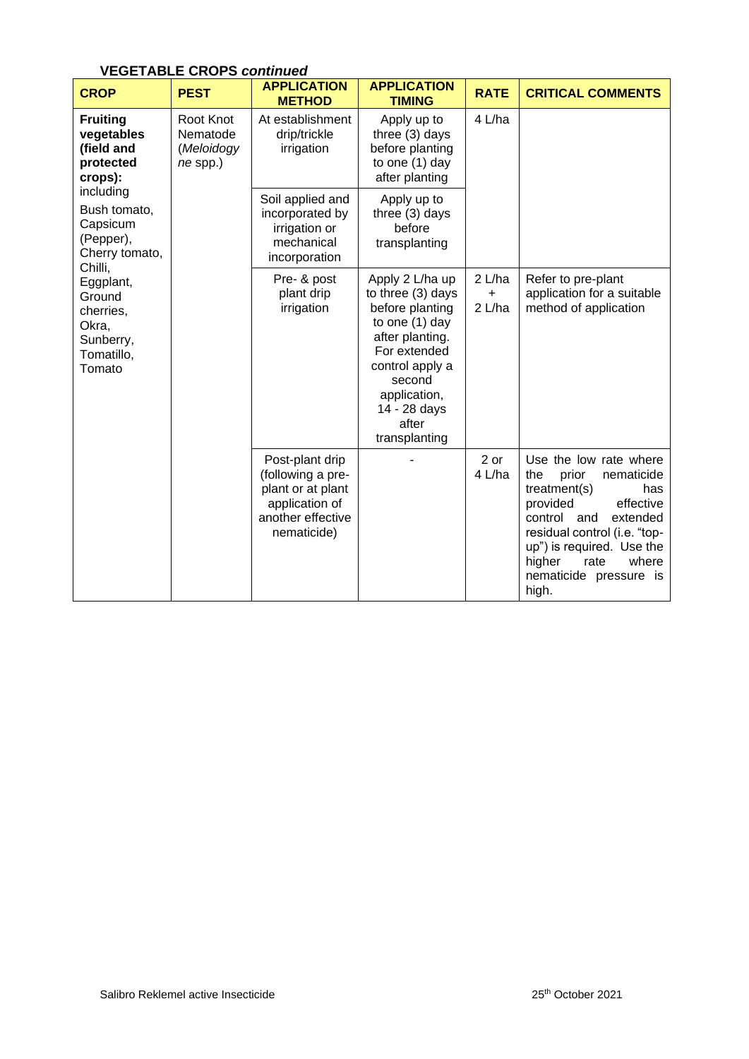**VEGETABLE CROPS *continued***

| CROP | PEST | APPLICATION METHOD | APPLICATION TIMING | RATE | CRITICAL COMMENTS |
|---|---|---|---|---|---|
| **Fruiting vegetables (field and protected crops):** including Bush tomato, Capsicum (Pepper), Cherry tomato, Chilli, Eggplant, Ground cherries, Okra, Sunberry, Tomatillo, Tomato | Root Knot Nematode (*Meloidogyne* spp.) | At establishment drip/trickle irrigation | Apply up to three (3) days before planting to one (1) day after planting | 4 L/ha | |
| | | Soil applied and incorporated by irrigation or mechanical incorporation | Apply up to three (3) days before transplanting | | |
| | | Pre- & post plant drip irrigation | Apply 2 L/ha up to three (3) days before planting to one (1) day after planting. For extended control apply a second application, 14 - 28 days after transplanting | 2 L/ha + 2 L/ha | Refer to pre-plant application for a suitable method of application |
| | | Post-plant drip (following a pre-plant or at plant application of another effective nematicide) | - | 2 or 4 L/ha | Use the low rate where the prior nematicide treatment(s) has provided effective control and extended residual control (i.e. "top-up") is required. Use the higher rate where nematicide pressure is high. |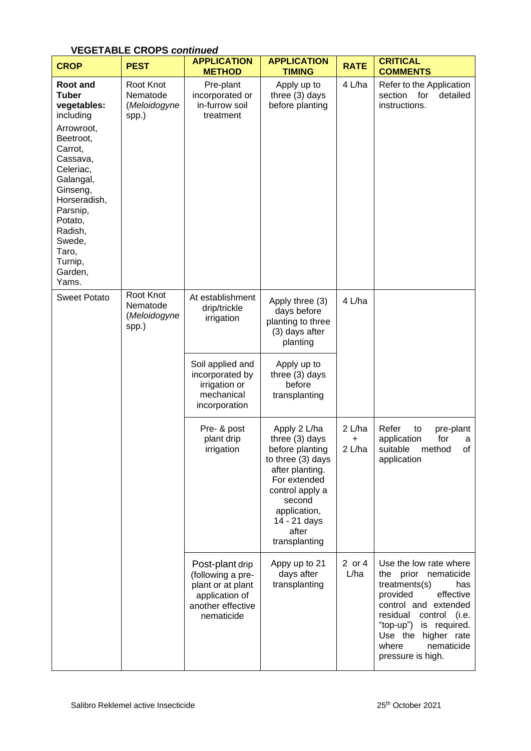### VEGETABLE CROPS *continued*

| CROP | PEST | APPLICATION METHOD | APPLICATION TIMING | RATE | CRITICAL COMMENTS |
|---|---|---|---|---|---|
| **Root and Tuber vegetables:** including<br><br>Arrowroot, Beetroot, Carrot, Cassava, Celeriac, Galangal, Ginseng, Horseradish, Parsnip, Potato, Radish, Swede, Taro, Turnip, Garden, Yams. | Root Knot Nematode (*Meloidogyne* spp.) | Pre-plant incorporated or in-furrow soil treatment | Apply up to three (3) days before planting | 4 L/ha | Refer to the Application section for detailed instructions. |
| Sweet Potato | Root Knot Nematode (*Meloidogyne* spp.) | At establishment drip/trickle irrigation | Apply three (3) days before planting to three (3) days after planting | 4 L/ha | |
| | | Soil applied and incorporated by irrigation or mechanical incorporation | Apply up to three (3) days before transplanting | | |
| | | Pre- & post plant drip irrigation | Apply 2 L/ha three (3) days before planting to three (3) days after planting. For extended control apply a second application, 14 - 21 days after transplanting | 2 L/ha + 2 L/ha | Refer to pre-plant application for a suitable method of application |
| | | Post-plant drip (following a pre-plant or at plant application of another effective nematicide | Appy up to 21 days after transplanting | 2 or 4 L/ha | Use the low rate where the prior nematicide treatments(s) has provided effective control and extended residual control (i.e. "top-up") is required. Use the higher rate where nematicide pressure is high. |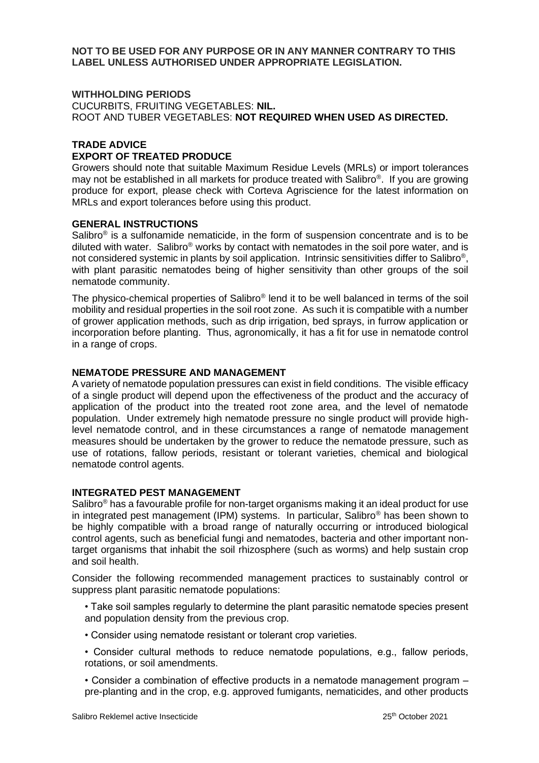**NOT TO BE USED FOR ANY PURPOSE OR IN ANY MANNER CONTRARY TO THIS LABEL UNLESS AUTHORISED UNDER APPROPRIATE LEGISLATION.**

**WITHHOLDING PERIODS**

CUCURBITS, FRUITING VEGETABLES: **NIL.**
ROOT AND TUBER VEGETABLES: **NOT REQUIRED WHEN USED AS DIRECTED.**

**TRADE ADVICE**

**EXPORT OF TREATED PRODUCE**

Growers should note that suitable Maximum Residue Levels (MRLs) or import tolerances may not be established in all markets for produce treated with Salibro®. If you are growing produce for export, please check with Corteva Agriscience for the latest information on MRLs and export tolerances before using this product.

**GENERAL INSTRUCTIONS**

Salibro® is a sulfonamide nematicide, in the form of suspension concentrate and is to be diluted with water. Salibro® works by contact with nematodes in the soil pore water, and is not considered systemic in plants by soil application. Intrinsic sensitivities differ to Salibro®, with plant parasitic nematodes being of higher sensitivity than other groups of the soil nematode community.

The physico-chemical properties of Salibro® lend it to be well balanced in terms of the soil mobility and residual properties in the soil root zone. As such it is compatible with a number of grower application methods, such as drip irrigation, bed sprays, in furrow application or incorporation before planting. Thus, agronomically, it has a fit for use in nematode control in a range of crops.

**NEMATODE PRESSURE AND MANAGEMENT**

A variety of nematode population pressures can exist in field conditions. The visible efficacy of a single product will depend upon the effectiveness of the product and the accuracy of application of the product into the treated root zone area, and the level of nematode population. Under extremely high nematode pressure no single product will provide high-level nematode control, and in these circumstances a range of nematode management measures should be undertaken by the grower to reduce the nematode pressure, such as use of rotations, fallow periods, resistant or tolerant varieties, chemical and biological nematode control agents.

**INTEGRATED PEST MANAGEMENT**

Salibro® has a favourable profile for non-target organisms making it an ideal product for use in integrated pest management (IPM) systems. In particular, Salibro® has been shown to be highly compatible with a broad range of naturally occurring or introduced biological control agents, such as beneficial fungi and nematodes, bacteria and other important non-target organisms that inhabit the soil rhizosphere (such as worms) and help sustain crop and soil health.

Consider the following recommended management practices to sustainably control or suppress plant parasitic nematode populations:

- Take soil samples regularly to determine the plant parasitic nematode species present and population density from the previous crop.
- Consider using nematode resistant or tolerant crop varieties.
- Consider cultural methods to reduce nematode populations, e.g., fallow periods, rotations, or soil amendments.
- Consider a combination of effective products in a nematode management program – pre-planting and in the crop, e.g. approved fumigants, nematicides, and other products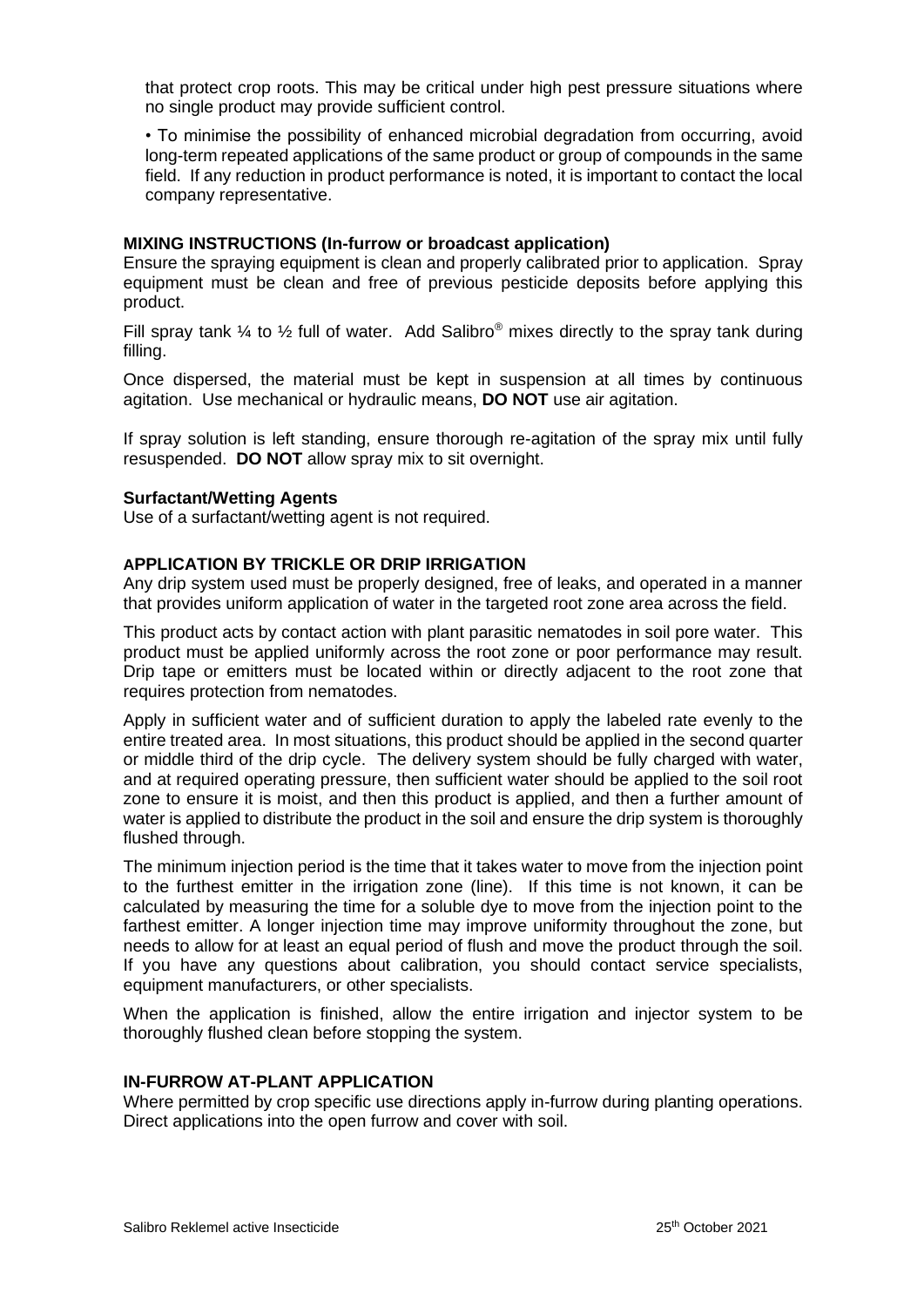that protect crop roots. This may be critical under high pest pressure situations where no single product may provide sufficient control.

• To minimise the possibility of enhanced microbial degradation from occurring, avoid long-term repeated applications of the same product or group of compounds in the same field. If any reduction in product performance is noted, it is important to contact the local company representative.

### MIXING INSTRUCTIONS (In-furrow or broadcast application)

Ensure the spraying equipment is clean and properly calibrated prior to application. Spray equipment must be clean and free of previous pesticide deposits before applying this product.

Fill spray tank ¼ to ½ full of water. Add Salibro® mixes directly to the spray tank during filling.

Once dispersed, the material must be kept in suspension at all times by continuous agitation. Use mechanical or hydraulic means, **DO NOT** use air agitation.

If spray solution is left standing, ensure thorough re-agitation of the spray mix until fully resuspended. **DO NOT** allow spray mix to sit overnight.

### Surfactant/Wetting Agents

Use of a surfactant/wetting agent is not required.

### APPLICATION BY TRICKLE OR DRIP IRRIGATION

Any drip system used must be properly designed, free of leaks, and operated in a manner that provides uniform application of water in the targeted root zone area across the field.

This product acts by contact action with plant parasitic nematodes in soil pore water. This product must be applied uniformly across the root zone or poor performance may result. Drip tape or emitters must be located within or directly adjacent to the root zone that requires protection from nematodes.

Apply in sufficient water and of sufficient duration to apply the labeled rate evenly to the entire treated area. In most situations, this product should be applied in the second quarter or middle third of the drip cycle. The delivery system should be fully charged with water, and at required operating pressure, then sufficient water should be applied to the soil root zone to ensure it is moist, and then this product is applied, and then a further amount of water is applied to distribute the product in the soil and ensure the drip system is thoroughly flushed through.

The minimum injection period is the time that it takes water to move from the injection point to the furthest emitter in the irrigation zone (line). If this time is not known, it can be calculated by measuring the time for a soluble dye to move from the injection point to the farthest emitter. A longer injection time may improve uniformity throughout the zone, but needs to allow for at least an equal period of flush and move the product through the soil. If you have any questions about calibration, you should contact service specialists, equipment manufacturers, or other specialists.

When the application is finished, allow the entire irrigation and injector system to be thoroughly flushed clean before stopping the system.

### IN-FURROW AT-PLANT APPLICATION

Where permitted by crop specific use directions apply in-furrow during planting operations. Direct applications into the open furrow and cover with soil.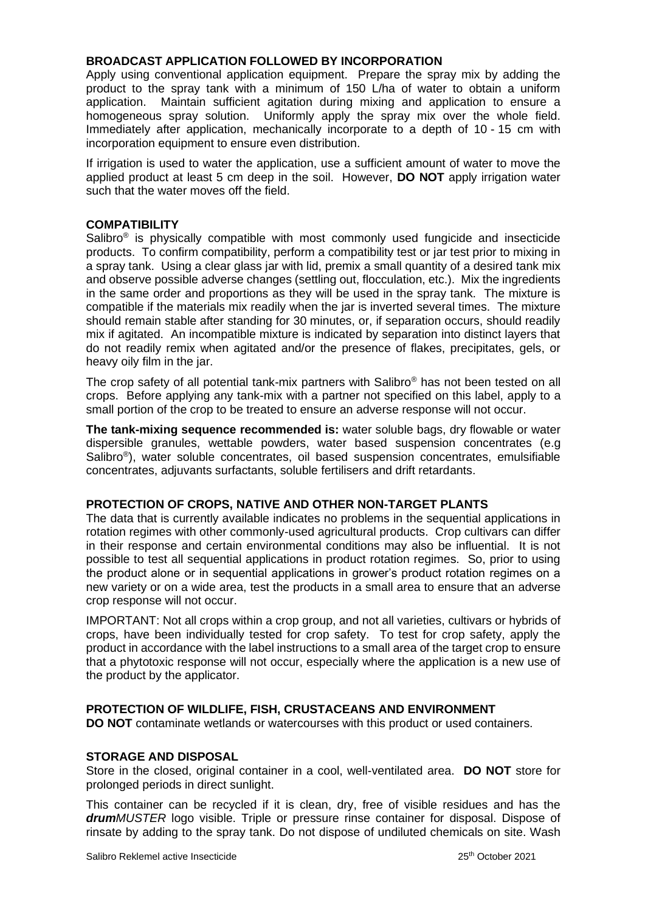## BROADCAST APPLICATION FOLLOWED BY INCORPORATION

Apply using conventional application equipment. Prepare the spray mix by adding the product to the spray tank with a minimum of 150 L/ha of water to obtain a uniform application. Maintain sufficient agitation during mixing and application to ensure a homogeneous spray solution. Uniformly apply the spray mix over the whole field. Immediately after application, mechanically incorporate to a depth of 10 - 15 cm with incorporation equipment to ensure even distribution.

If irrigation is used to water the application, use a sufficient amount of water to move the applied product at least 5 cm deep in the soil. However, **DO NOT** apply irrigation water such that the water moves off the field.

## COMPATIBILITY

Salibro® is physically compatible with most commonly used fungicide and insecticide products. To confirm compatibility, perform a compatibility test or jar test prior to mixing in a spray tank. Using a clear glass jar with lid, premix a small quantity of a desired tank mix and observe possible adverse changes (settling out, flocculation, etc.). Mix the ingredients in the same order and proportions as they will be used in the spray tank. The mixture is compatible if the materials mix readily when the jar is inverted several times. The mixture should remain stable after standing for 30 minutes, or, if separation occurs, should readily mix if agitated. An incompatible mixture is indicated by separation into distinct layers that do not readily remix when agitated and/or the presence of flakes, precipitates, gels, or heavy oily film in the jar.

The crop safety of all potential tank-mix partners with Salibro® has not been tested on all crops. Before applying any tank-mix with a partner not specified on this label, apply to a small portion of the crop to be treated to ensure an adverse response will not occur.

**The tank-mixing sequence recommended is:** water soluble bags, dry flowable or water dispersible granules, wettable powders, water based suspension concentrates (e.g Salibro®), water soluble concentrates, oil based suspension concentrates, emulsifiable concentrates, adjuvants surfactants, soluble fertilisers and drift retardants.

## PROTECTION OF CROPS, NATIVE AND OTHER NON-TARGET PLANTS

The data that is currently available indicates no problems in the sequential applications in rotation regimes with other commonly-used agricultural products. Crop cultivars can differ in their response and certain environmental conditions may also be influential. It is not possible to test all sequential applications in product rotation regimes. So, prior to using the product alone or in sequential applications in grower's product rotation regimes on a new variety or on a wide area, test the products in a small area to ensure that an adverse crop response will not occur.

IMPORTANT: Not all crops within a crop group, and not all varieties, cultivars or hybrids of crops, have been individually tested for crop safety. To test for crop safety, apply the product in accordance with the label instructions to a small area of the target crop to ensure that a phytotoxic response will not occur, especially where the application is a new use of the product by the applicator.

## PROTECTION OF WILDLIFE, FISH, CRUSTACEANS AND ENVIRONMENT

**DO NOT** contaminate wetlands or watercourses with this product or used containers.

## STORAGE AND DISPOSAL

Store in the closed, original container in a cool, well-ventilated area. **DO NOT** store for prolonged periods in direct sunlight.

This container can be recycled if it is clean, dry, free of visible residues and has the ***drum****MUSTER* logo visible. Triple or pressure rinse container for disposal. Dispose of rinsate by adding to the spray tank. Do not dispose of undiluted chemicals on site. Wash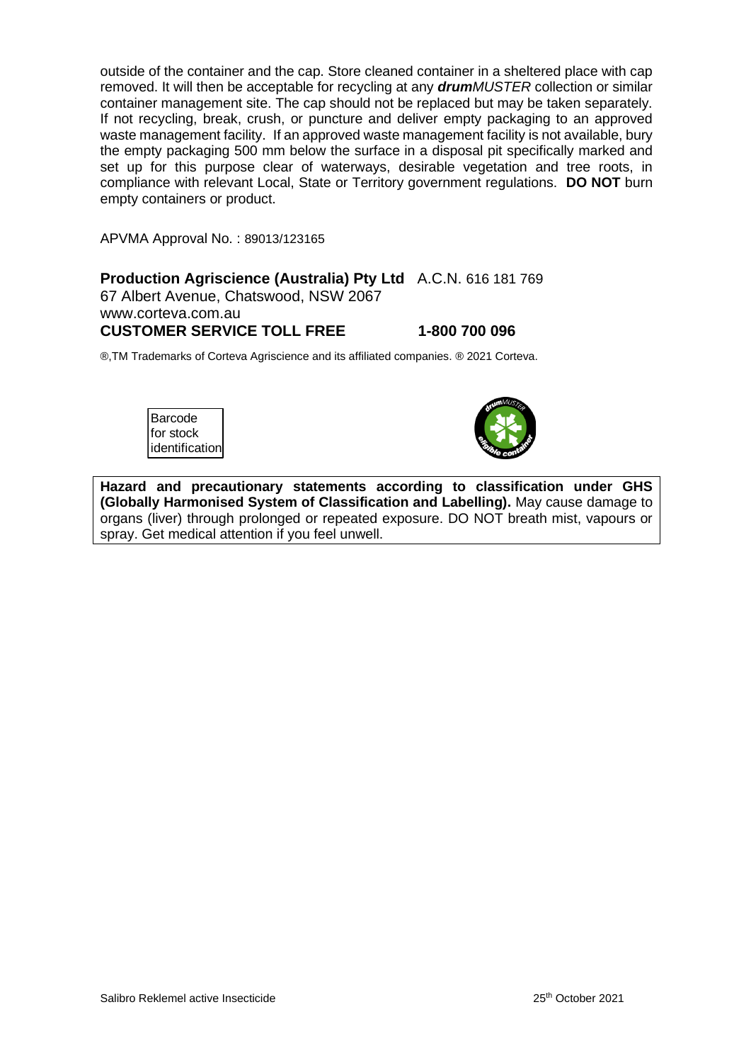outside of the container and the cap. Store cleaned container in a sheltered place with cap removed. It will then be acceptable for recycling at any ***drum****MUSTER* collection or similar container management site. The cap should not be replaced but may be taken separately. If not recycling, break, crush, or puncture and deliver empty packaging to an approved waste management facility. If an approved waste management facility is not available, bury the empty packaging 500 mm below the surface in a disposal pit specifically marked and set up for this purpose clear of waterways, desirable vegetation and tree roots, in compliance with relevant Local, State or Territory government regulations. **DO NOT** burn empty containers or product.

APVMA Approval No. : 89013/123165

**Production Agriscience (Australia) Pty Ltd** A.C.N. 616 181 769
67 Albert Avenue, Chatswood, NSW 2067
www.corteva.com.au
**CUSTOMER SERVICE TOLL FREE 1-800 700 096**

®,TM Trademarks of Corteva Agriscience and its affiliated companies. ® 2021 Corteva.

Barcode for stock identification

**Hazard and precautionary statements according to classification under GHS (Globally Harmonised System of Classification and Labelling).** May cause damage to organs (liver) through prolonged or repeated exposure. DO NOT breath mist, vapours or spray. Get medical attention if you feel unwell.